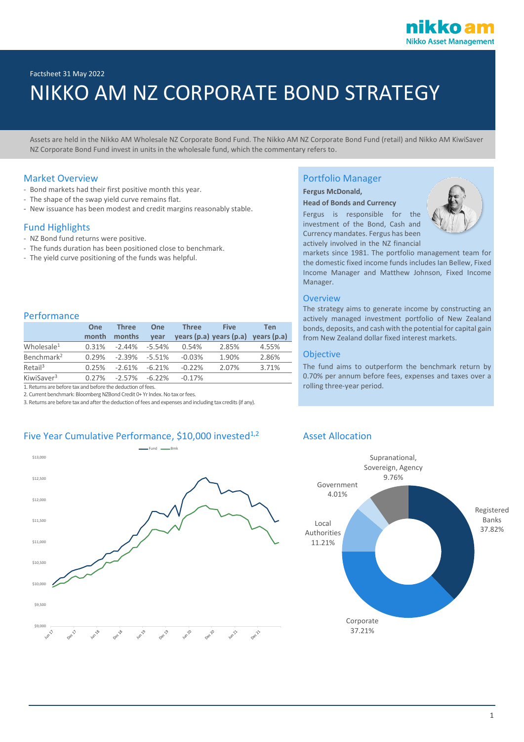Factsheet 31 May 2022

# NIKKO AM NZ CORPORATE BOND STRATEGY

Assets are held in the Nikko AM Wholesale NZ Corporate Bond Fund. The Nikko AM NZ Corporate Bond Fund (retail) and Nikko AM KiwiSaver NZ Corporate Bond Fund invest in units in the wholesale fund, which the commentary refers to.

## Market Overview

- Bond markets had their first positive month this year.
- The shape of the swap yield curve remains flat.
- New issuance has been modest and credit margins reasonably stable.

## Fund Highlights

- NZ Bond fund returns were positive.
- The funds duration has been positioned close to benchmark.
- The yield curve positioning of the funds was helpful.

## Performance

| | One month | Three months | One year | Three years (p.a) | Five years (p.a) | Ten years (p.a) |
|---|---|---|---|---|---|---|
| Wholesale[1] | 0.31% | -2.44% | -5.54% | 0.54% | 2.85% | 4.55% |
| Benchmark[2] | 0.29% | -2.39% | -5.51% | -0.03% | 1.90% | 2.86% |
| Retail[3] | 0.25% | -2.61% | -6.21% | -0.22% | 2.07% | 3.71% |
| KiwiSaver[3] | 0.27% | -2.57% | -6.22% | -0.17% | | |

1. Returns are before tax and before the deduction of fees.
2. Current benchmark: Bloomberg NZBond Credit 0+ Yr Index. No tax or fees.
3. Returns are before tax and after the deduction of fees and expenses and including tax credits (if any).

## Portfolio Manager

**Fergus McDonald,**

**Head of Bonds and Currency**

Fergus is responsible for the investment of the Bond, Cash and Currency mandates. Fergus has been actively involved in the NZ financial markets since 1981. The portfolio management team for the domestic fixed income funds includes Ian Bellew, Fixed Income Manager and Matthew Johnson, Fixed Income Manager.

## Overview

The strategy aims to generate income by constructing an actively managed investment portfolio of New Zealand bonds, deposits, and cash with the potential for capital gain from New Zealand dollar fixed interest markets.

## Objective

The fund aims to outperform the benchmark return by 0.70% per annum before fees, expenses and taxes over a rolling three-year period.

## Five Year Cumulative Performance, $10,000 invested[1,2]

## Asset Allocation

- Registered Banks 37.82%
- Corporate 37.21%
- Local Authorities 11.21%
- Government 4.01%
- Supranational, Sovereign, Agency 9.76%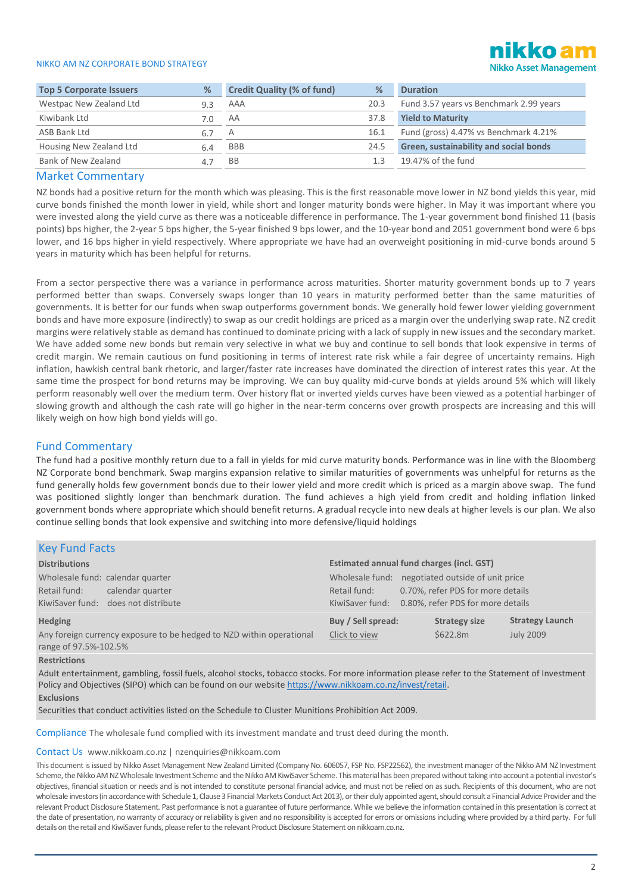NIKKO AM NZ CORPORATE BOND STRATEGY

| Top 5 Corporate Issuers | % | Credit Quality (% of fund) | % | Duration |
|---|---|---|---|---|
| Westpac New Zealand Ltd | 9.3 | AAA | 20.3 | Fund 3.57 years vs Benchmark 2.99 years |
| Kiwibank Ltd | 7.0 | AA | 37.8 | **Yield to Maturity** |
| ASB Bank Ltd | 6.7 | A | 16.1 | Fund (gross) 4.47% vs Benchmark 4.21% |
| Housing New Zealand Ltd | 6.4 | BBB | 24.5 | **Green, sustainability and social bonds** |
| Bank of New Zealand | 4.7 | BB | 1.3 | 19.47% of the fund |

## Market Commentary

NZ bonds had a positive return for the month which was pleasing. This is the first reasonable move lower in NZ bond yields this year, mid curve bonds finished the month lower in yield, while short and longer maturity bonds were higher. In May it was important where you were invested along the yield curve as there was a noticeable difference in performance. The 1-year government bond finished 11 (basis points) bps higher, the 2-year 5 bps higher, the 5-year finished 9 bps lower, and the 10-year bond and 2051 government bond were 6 bps lower, and 16 bps higher in yield respectively. Where appropriate we have had an overweight positioning in mid-curve bonds around 5 years in maturity which has been helpful for returns.

From a sector perspective there was a variance in performance across maturities. Shorter maturity government bonds up to 7 years performed better than swaps. Conversely swaps longer than 10 years in maturity performed better than the same maturities of governments. It is better for our funds when swap outperforms government bonds. We generally hold fewer lower yielding government bonds and have more exposure (indirectly) to swap as our credit holdings are priced as a margin over the underlying swap rate. NZ credit margins were relatively stable as demand has continued to dominate pricing with a lack of supply in new issues and the secondary market. We have added some new bonds but remain very selective in what we buy and continue to sell bonds that look expensive in terms of credit margin. We remain cautious on fund positioning in terms of interest rate risk while a fair degree of uncertainty remains. High inflation, hawkish central bank rhetoric, and larger/faster rate increases have dominated the direction of interest rates this year. At the same time the prospect for bond returns may be improving. We can buy quality mid-curve bonds at yields around 5% which will likely perform reasonably well over the medium term. Over history flat or inverted yields curves have been viewed as a potential harbinger of slowing growth and although the cash rate will go higher in the near-term concerns over growth prospects are increasing and this will likely weigh on how high bond yields will go.

## Fund Commentary

The fund had a positive monthly return due to a fall in yields for mid curve maturity bonds. Performance was in line with the Bloomberg NZ Corporate bond benchmark. Swap margins expansion relative to similar maturities of governments was unhelpful for returns as the fund generally holds few government bonds due to their lower yield and more credit which is priced as a margin above swap. The fund was positioned slightly longer than benchmark duration. The fund achieves a high yield from credit and holding inflation linked government bonds where appropriate which should benefit returns. A gradual recycle into new deals at higher levels is our plan. We also continue selling bonds that look expensive and switching into more defensive/liquid holdings

## Key Fund Facts

**Distributions**

Wholesale fund: calendar quarter
Retail fund: calendar quarter
KiwiSaver fund: does not distribute

**Estimated annual fund charges (incl. GST)**

Wholesale fund: negotiated outside of unit price
Retail fund: 0.70%, refer PDS for more details
KiwiSaver fund: 0.80%, refer PDS for more details

**Hedging**

Any foreign currency exposure to be hedged to NZD within operational range of 97.5%-102.5%

| Buy / Sell spread: | Strategy size | Strategy Launch |
|---|---|---|
| Click to view | $622.8m | July 2009 |

**Restrictions**

Adult entertainment, gambling, fossil fuels, alcohol stocks, tobacco stocks. For more information please refer to the Statement of Investment Policy and Objectives (SIPO) which can be found on our website https://www.nikkoam.co.nz/invest/retail.

**Exclusions**

Securities that conduct activities listed on the Schedule to Cluster Munitions Prohibition Act 2009.

**Compliance** The wholesale fund complied with its investment mandate and trust deed during the month.

**Contact Us** www.nikkoam.co.nz | nzenquiries@nikkoam.com

This document is issued by Nikko Asset Management New Zealand Limited (Company No. 606057, FSP No. FSP22562), the investment manager of the Nikko AM NZ Investment Scheme, the Nikko AM NZ Wholesale Investment Scheme and the Nikko AM KiwiSaver Scheme. This material has been prepared without taking into account a potential investor's objectives, financial situation or needs and is not intended to constitute personal financial advice, and must not be relied on as such. Recipients of this document, who are not wholesale investors (in accordance with Schedule 1, Clause 3 Financial Markets Conduct Act 2013), or their duly appointed agent, should consult a Financial Advice Provider and the relevant Product Disclosure Statement. Past performance is not a guarantee of future performance. While we believe the information contained in this presentation is correct at the date of presentation, no warranty of accuracy or reliability is given and no responsibility is accepted for errors or omissions including where provided by a third party. For full details on the retail and KiwiSaver funds, please refer to the relevant Product Disclosure Statement on nikkoam.co.nz.